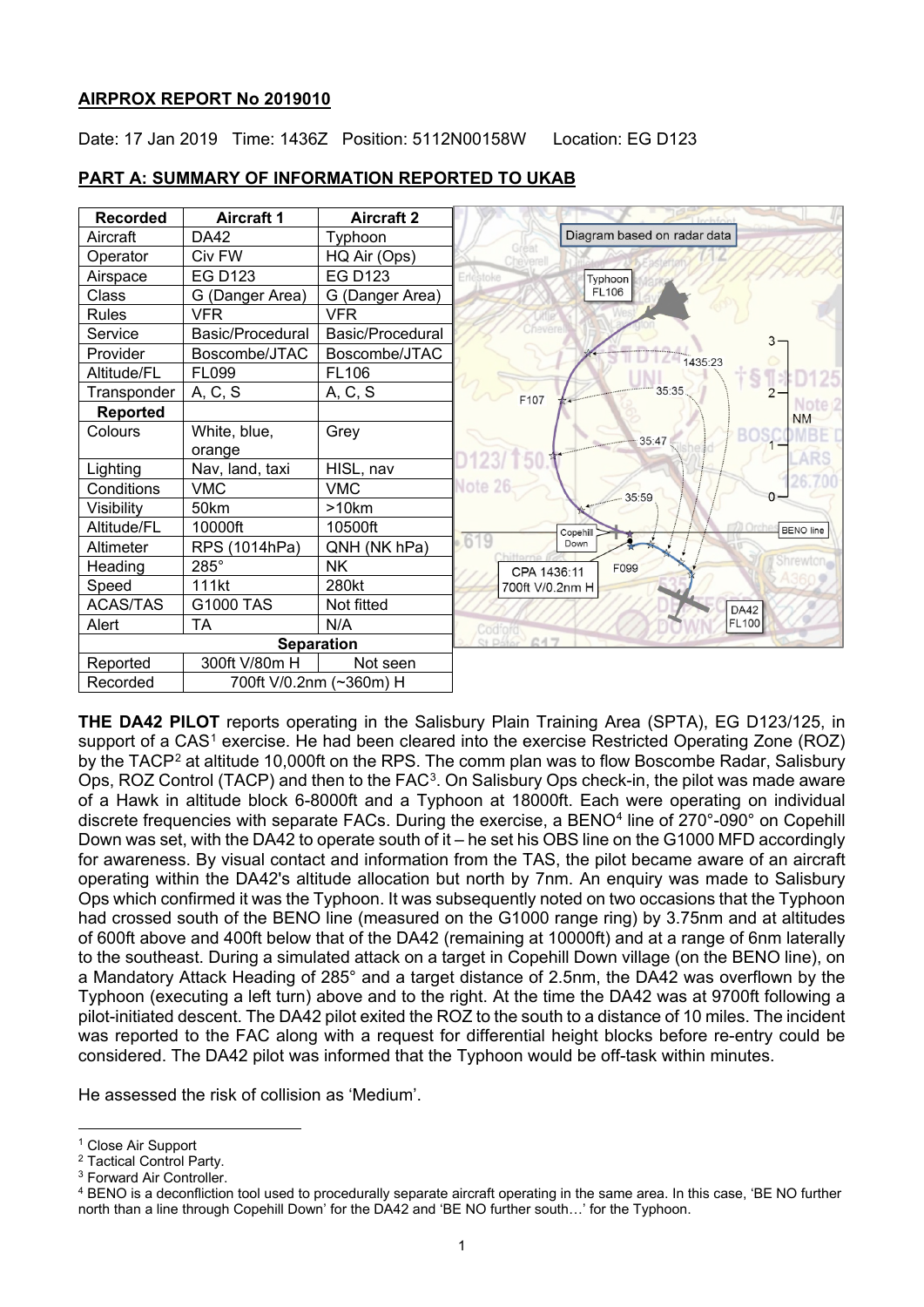**AIRPROX REPORT No 2019010**

Date: 17 Jan 2019 Time: 1436Z Position: 5112N00158W Location: EG D123

**PART A: SUMMARY OF INFORMATION REPORTED TO UKAB**

| Recorded | Aircraft 1 | Aircraft 2 |
|---|---|---|
| Aircraft | DA42 | Typhoon |
| Operator | Civ FW | HQ Air (Ops) |
| Airspace | EG D123 | EG D123 |
| Class | G (Danger Area) | G (Danger Area) |
| Rules | VFR | VFR |
| Service | Basic/Procedural | Basic/Procedural |
| Provider | Boscombe/JTAC | Boscombe/JTAC |
| Altitude/FL | FL099 | FL106 |
| Transponder | A, C, S | A, C, S |
| **Reported** | | |
| Colours | White, blue, orange | Grey |
| Lighting | Nav, land, taxi | HISL, nav |
| Conditions | VMC | VMC |
| Visibility | 50km | >10km |
| Altitude/FL | 10000ft | 10500ft |
| Altimeter | RPS (1014hPa) | QNH (NK hPa) |
| Heading | 285° | NK |
| Speed | 111kt | 280kt |
| ACAS/TAS | G1000 TAS | Not fitted |
| Alert | TA | N/A |
| **Separation** | | |
| Reported | 300ft V/80m H | Not seen |
| Recorded | 700ft V/0.2nm (~360m) H | |

**THE DA42 PILOT** reports operating in the Salisbury Plain Training Area (SPTA), EG D123/125, in support of a CAS[1] exercise. He had been cleared into the exercise Restricted Operating Zone (ROZ) by the TACP[2] at altitude 10,000ft on the RPS. The comm plan was to flow Boscombe Radar, Salisbury Ops, ROZ Control (TACP) and then to the FAC[3]. On Salisbury Ops check-in, the pilot was made aware of a Hawk in altitude block 6-8000ft and a Typhoon at 18000ft. Each were operating on individual discrete frequencies with separate FACs. During the exercise, a BENO[4] line of 270°-090° on Copehill Down was set, with the DA42 to operate south of it – he set his OBS line on the G1000 MFD accordingly for awareness. By visual contact and information from the TAS, the pilot became aware of an aircraft operating within the DA42's altitude allocation but north by 7nm. An enquiry was made to Salisbury Ops which confirmed it was the Typhoon. It was subsequently noted on two occasions that the Typhoon had crossed south of the BENO line (measured on the G1000 range ring) by 3.75nm and at altitudes of 600ft above and 400ft below that of the DA42 (remaining at 10000ft) and at a range of 6nm laterally to the southeast. During a simulated attack on a target in Copehill Down village (on the BENO line), on a Mandatory Attack Heading of 285° and a target distance of 2.5nm, the DA42 was overflown by the Typhoon (executing a left turn) above and to the right. At the time the DA42 was at 9700ft following a pilot-initiated descent. The DA42 pilot exited the ROZ to the south to a distance of 10 miles. The incident was reported to the FAC along with a request for differential height blocks before re-entry could be considered. The DA42 pilot was informed that the Typhoon would be off-task within minutes.

He assessed the risk of collision as 'Medium'.

[1] Close Air Support

[2] Tactical Control Party.

[3] Forward Air Controller.

[4] BENO is a deconfliction tool used to procedurally separate aircraft operating in the same area. In this case, 'BE NO further north than a line through Copehill Down' for the DA42 and 'BE NO further south…' for the Typhoon.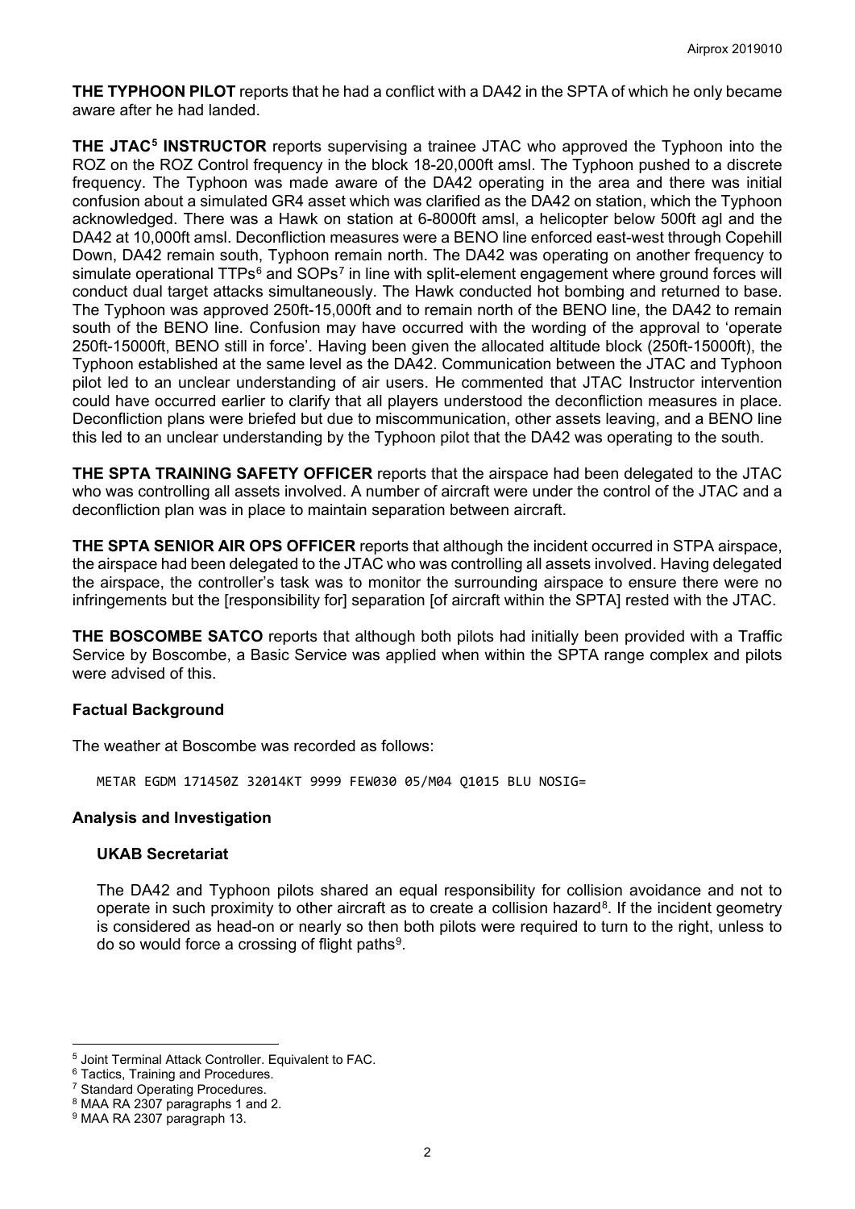**THE TYPHOON PILOT** reports that he had a conflict with a DA42 in the SPTA of which he only became aware after he had landed.

**THE JTAC[5] INSTRUCTOR** reports supervising a trainee JTAC who approved the Typhoon into the ROZ on the ROZ Control frequency in the block 18-20,000ft amsl. The Typhoon pushed to a discrete frequency. The Typhoon was made aware of the DA42 operating in the area and there was initial confusion about a simulated GR4 asset which was clarified as the DA42 on station, which the Typhoon acknowledged. There was a Hawk on station at 6-8000ft amsl, a helicopter below 500ft agl and the DA42 at 10,000ft amsl. Deconfliction measures were a BENO line enforced east-west through Copehill Down, DA42 remain south, Typhoon remain north. The DA42 was operating on another frequency to simulate operational TTPs[6] and SOPs[7] in line with split-element engagement where ground forces will conduct dual target attacks simultaneously. The Hawk conducted hot bombing and returned to base. The Typhoon was approved 250ft-15,000ft and to remain north of the BENO line, the DA42 to remain south of the BENO line. Confusion may have occurred with the wording of the approval to 'operate 250ft-15000ft, BENO still in force'. Having been given the allocated altitude block (250ft-15000ft), the Typhoon established at the same level as the DA42. Communication between the JTAC and Typhoon pilot led to an unclear understanding of air users. He commented that JTAC Instructor intervention could have occurred earlier to clarify that all players understood the deconfliction measures in place. Deconfliction plans were briefed but due to miscommunication, other assets leaving, and a BENO line this led to an unclear understanding by the Typhoon pilot that the DA42 was operating to the south.

**THE SPTA TRAINING SAFETY OFFICER** reports that the airspace had been delegated to the JTAC who was controlling all assets involved. A number of aircraft were under the control of the JTAC and a deconfliction plan was in place to maintain separation between aircraft.

**THE SPTA SENIOR AIR OPS OFFICER** reports that although the incident occurred in STPA airspace, the airspace had been delegated to the JTAC who was controlling all assets involved. Having delegated the airspace, the controller's task was to monitor the surrounding airspace to ensure there were no infringements but the [responsibility for] separation [of aircraft within the SPTA] rested with the JTAC.

**THE BOSCOMBE SATCO** reports that although both pilots had initially been provided with a Traffic Service by Boscombe, a Basic Service was applied when within the SPTA range complex and pilots were advised of this.

### Factual Background

The weather at Boscombe was recorded as follows:

```
METAR EGDM 171450Z 32014KT 9999 FEW030 05/M04 Q1015 BLU NOSIG=
```

### Analysis and Investigation

#### UKAB Secretariat

The DA42 and Typhoon pilots shared an equal responsibility for collision avoidance and not to operate in such proximity to other aircraft as to create a collision hazard[8]. If the incident geometry is considered as head-on or nearly so then both pilots were required to turn to the right, unless to do so would force a crossing of flight paths[9].

---

[5] Joint Terminal Attack Controller. Equivalent to FAC.

[6] Tactics, Training and Procedures.

[7] Standard Operating Procedures.

[8] MAA RA 2307 paragraphs 1 and 2.

[9] MAA RA 2307 paragraph 13.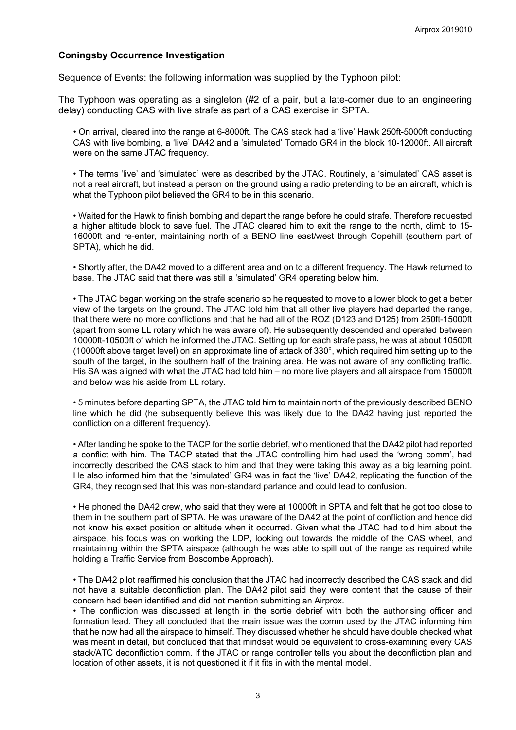**Coningsby Occurrence Investigation**

Sequence of Events: the following information was supplied by the Typhoon pilot:

The Typhoon was operating as a singleton (#2 of a pair, but a late-comer due to an engineering delay) conducting CAS with live strafe as part of a CAS exercise in SPTA.

- On arrival, cleared into the range at 6-8000ft. The CAS stack had a 'live' Hawk 250ft-5000ft conducting CAS with live bombing, a 'live' DA42 and a 'simulated' Tornado GR4 in the block 10-12000ft. All aircraft were on the same JTAC frequency.
- The terms 'live' and 'simulated' were as described by the JTAC. Routinely, a 'simulated' CAS asset is not a real aircraft, but instead a person on the ground using a radio pretending to be an aircraft, which is what the Typhoon pilot believed the GR4 to be in this scenario.
- Waited for the Hawk to finish bombing and depart the range before he could strafe. Therefore requested a higher altitude block to save fuel. The JTAC cleared him to exit the range to the north, climb to 15-16000ft and re-enter, maintaining north of a BENO line east/west through Copehill (southern part of SPTA), which he did.
- Shortly after, the DA42 moved to a different area and on to a different frequency. The Hawk returned to base. The JTAC said that there was still a 'simulated' GR4 operating below him.
- The JTAC began working on the strafe scenario so he requested to move to a lower block to get a better view of the targets on the ground. The JTAC told him that all other live players had departed the range, that there were no more conflictions and that he had all of the ROZ (D123 and D125) from 250ft-15000ft (apart from some LL rotary which he was aware of). He subsequently descended and operated between 10000ft-10500ft of which he informed the JTAC. Setting up for each strafe pass, he was at about 10500ft (10000ft above target level) on an approximate line of attack of 330°, which required him setting up to the south of the target, in the southern half of the training area. He was not aware of any conflicting traffic. His SA was aligned with what the JTAC had told him – no more live players and all airspace from 15000ft and below was his aside from LL rotary.
- 5 minutes before departing SPTA, the JTAC told him to maintain north of the previously described BENO line which he did (he subsequently believe this was likely due to the DA42 having just reported the confliction on a different frequency).
- After landing he spoke to the TACP for the sortie debrief, who mentioned that the DA42 pilot had reported a conflict with him. The TACP stated that the JTAC controlling him had used the 'wrong comm', had incorrectly described the CAS stack to him and that they were taking this away as a big learning point. He also informed him that the 'simulated' GR4 was in fact the 'live' DA42, replicating the function of the GR4, they recognised that this was non-standard parlance and could lead to confusion.
- He phoned the DA42 crew, who said that they were at 10000ft in SPTA and felt that he got too close to them in the southern part of SPTA. He was unaware of the DA42 at the point of confliction and hence did not know his exact position or altitude when it occurred. Given what the JTAC had told him about the airspace, his focus was on working the LDP, looking out towards the middle of the CAS wheel, and maintaining within the SPTA airspace (although he was able to spill out of the range as required while holding a Traffic Service from Boscombe Approach).
- The DA42 pilot reaffirmed his conclusion that the JTAC had incorrectly described the CAS stack and did not have a suitable deconfliction plan. The DA42 pilot said they were content that the cause of their concern had been identified and did not mention submitting an Airprox.
- The confliction was discussed at length in the sortie debrief with both the authorising officer and formation lead. They all concluded that the main issue was the comm used by the JTAC informing him that he now had all the airspace to himself. They discussed whether he should have double checked what was meant in detail, but concluded that that mindset would be equivalent to cross-examining every CAS stack/ATC deconfliction comm. If the JTAC or range controller tells you about the deconfliction plan and location of other assets, it is not questioned it if it fits in with the mental model.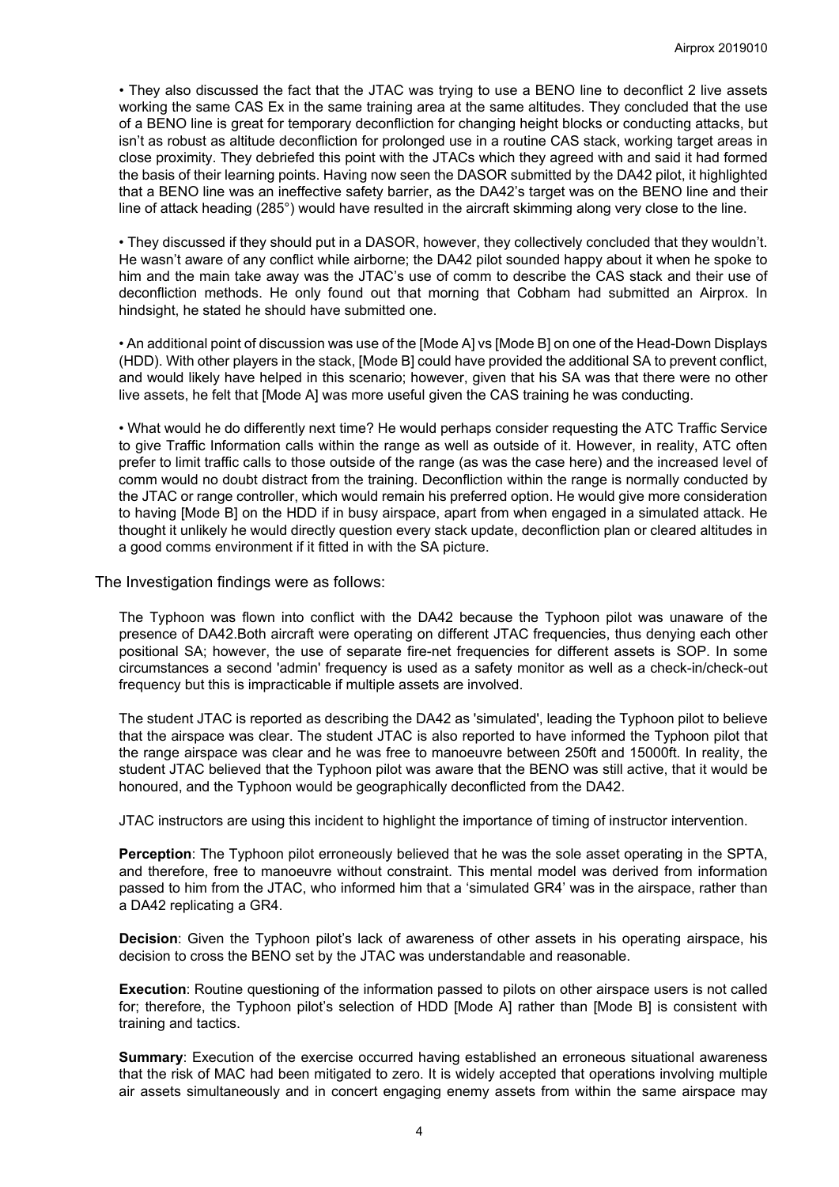- They also discussed the fact that the JTAC was trying to use a BENO line to deconflict 2 live assets working the same CAS Ex in the same training area at the same altitudes. They concluded that the use of a BENO line is great for temporary deconfliction for changing height blocks or conducting attacks, but isn't as robust as altitude deconfliction for prolonged use in a routine CAS stack, working target areas in close proximity. They debriefed this point with the JTACs which they agreed with and said it had formed the basis of their learning points. Having now seen the DASOR submitted by the DA42 pilot, it highlighted that a BENO line was an ineffective safety barrier, as the DA42's target was on the BENO line and their line of attack heading (285°) would have resulted in the aircraft skimming along very close to the line.

- They discussed if they should put in a DASOR, however, they collectively concluded that they wouldn't. He wasn't aware of any conflict while airborne; the DA42 pilot sounded happy about it when he spoke to him and the main take away was the JTAC's use of comm to describe the CAS stack and their use of deconfliction methods. He only found out that morning that Cobham had submitted an Airprox. In hindsight, he stated he should have submitted one.

- An additional point of discussion was use of the [Mode A] vs [Mode B] on one of the Head-Down Displays (HDD). With other players in the stack, [Mode B] could have provided the additional SA to prevent conflict, and would likely have helped in this scenario; however, given that his SA was that there were no other live assets, he felt that [Mode A] was more useful given the CAS training he was conducting.

- What would he do differently next time? He would perhaps consider requesting the ATC Traffic Service to give Traffic Information calls within the range as well as outside of it. However, in reality, ATC often prefer to limit traffic calls to those outside of the range (as was the case here) and the increased level of comm would no doubt distract from the training. Deconfliction within the range is normally conducted by the JTAC or range controller, which would remain his preferred option. He would give more consideration to having [Mode B] on the HDD if in busy airspace, apart from when engaged in a simulated attack. He thought it unlikely he would directly question every stack update, deconfliction plan or cleared altitudes in a good comms environment if it fitted in with the SA picture.

The Investigation findings were as follows:

The Typhoon was flown into conflict with the DA42 because the Typhoon pilot was unaware of the presence of DA42.Both aircraft were operating on different JTAC frequencies, thus denying each other positional SA; however, the use of separate fire-net frequencies for different assets is SOP. In some circumstances a second 'admin' frequency is used as a safety monitor as well as a check-in/check-out frequency but this is impracticable if multiple assets are involved.

The student JTAC is reported as describing the DA42 as 'simulated', leading the Typhoon pilot to believe that the airspace was clear. The student JTAC is also reported to have informed the Typhoon pilot that the range airspace was clear and he was free to manoeuvre between 250ft and 15000ft. In reality, the student JTAC believed that the Typhoon pilot was aware that the BENO was still active, that it would be honoured, and the Typhoon would be geographically deconflicted from the DA42.

JTAC instructors are using this incident to highlight the importance of timing of instructor intervention.

**Perception**: The Typhoon pilot erroneously believed that he was the sole asset operating in the SPTA, and therefore, free to manoeuvre without constraint. This mental model was derived from information passed to him from the JTAC, who informed him that a 'simulated GR4' was in the airspace, rather than a DA42 replicating a GR4.

**Decision**: Given the Typhoon pilot's lack of awareness of other assets in his operating airspace, his decision to cross the BENO set by the JTAC was understandable and reasonable.

**Execution**: Routine questioning of the information passed to pilots on other airspace users is not called for; therefore, the Typhoon pilot's selection of HDD [Mode A] rather than [Mode B] is consistent with training and tactics.

**Summary**: Execution of the exercise occurred having established an erroneous situational awareness that the risk of MAC had been mitigated to zero. It is widely accepted that operations involving multiple air assets simultaneously and in concert engaging enemy assets from within the same airspace may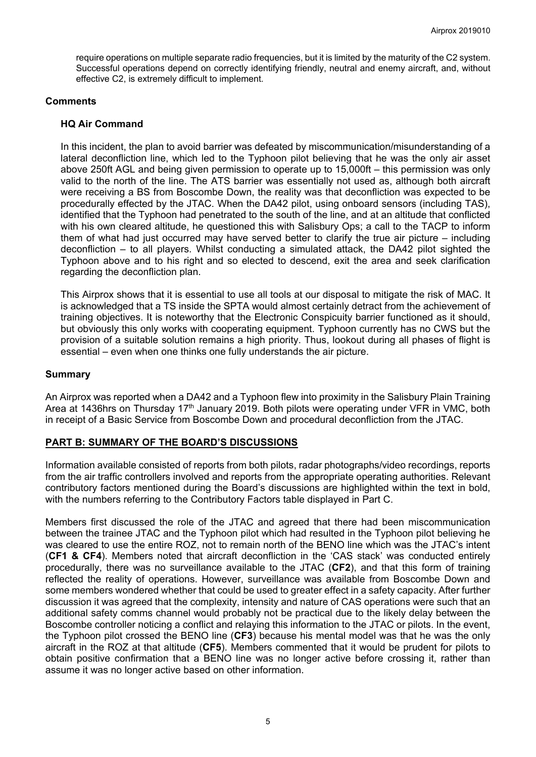require operations on multiple separate radio frequencies, but it is limited by the maturity of the C2 system. Successful operations depend on correctly identifying friendly, neutral and enemy aircraft, and, without effective C2, is extremely difficult to implement.

## Comments

### HQ Air Command

In this incident, the plan to avoid barrier was defeated by miscommunication/misunderstanding of a lateral deconfliction line, which led to the Typhoon pilot believing that he was the only air asset above 250ft AGL and being given permission to operate up to 15,000ft – this permission was only valid to the north of the line. The ATS barrier was essentially not used as, although both aircraft were receiving a BS from Boscombe Down, the reality was that deconfliction was expected to be procedurally effected by the JTAC. When the DA42 pilot, using onboard sensors (including TAS), identified that the Typhoon had penetrated to the south of the line, and at an altitude that conflicted with his own cleared altitude, he questioned this with Salisbury Ops; a call to the TACP to inform them of what had just occurred may have served better to clarify the true air picture – including deconfliction – to all players. Whilst conducting a simulated attack, the DA42 pilot sighted the Typhoon above and to his right and so elected to descend, exit the area and seek clarification regarding the deconfliction plan.

This Airprox shows that it is essential to use all tools at our disposal to mitigate the risk of MAC. It is acknowledged that a TS inside the SPTA would almost certainly detract from the achievement of training objectives. It is noteworthy that the Electronic Conspicuity barrier functioned as it should, but obviously this only works with cooperating equipment. Typhoon currently has no CWS but the provision of a suitable solution remains a high priority. Thus, lookout during all phases of flight is essential – even when one thinks one fully understands the air picture.

## Summary

An Airprox was reported when a DA42 and a Typhoon flew into proximity in the Salisbury Plain Training Area at 1436hrs on Thursday 17th January 2019. Both pilots were operating under VFR in VMC, both in receipt of a Basic Service from Boscombe Down and procedural deconfliction from the JTAC.

## PART B: SUMMARY OF THE BOARD'S DISCUSSIONS

Information available consisted of reports from both pilots, radar photographs/video recordings, reports from the air traffic controllers involved and reports from the appropriate operating authorities. Relevant contributory factors mentioned during the Board's discussions are highlighted within the text in bold, with the numbers referring to the Contributory Factors table displayed in Part C.

Members first discussed the role of the JTAC and agreed that there had been miscommunication between the trainee JTAC and the Typhoon pilot which had resulted in the Typhoon pilot believing he was cleared to use the entire ROZ, not to remain north of the BENO line which was the JTAC's intent (**CF1 & CF4**). Members noted that aircraft deconfliction in the 'CAS stack' was conducted entirely procedurally, there was no surveillance available to the JTAC (**CF2**), and that this form of training reflected the reality of operations. However, surveillance was available from Boscombe Down and some members wondered whether that could be used to greater effect in a safety capacity. After further discussion it was agreed that the complexity, intensity and nature of CAS operations were such that an additional safety comms channel would probably not be practical due to the likely delay between the Boscombe controller noticing a conflict and relaying this information to the JTAC or pilots. In the event, the Typhoon pilot crossed the BENO line (**CF3**) because his mental model was that he was the only aircraft in the ROZ at that altitude (**CF5**). Members commented that it would be prudent for pilots to obtain positive confirmation that a BENO line was no longer active before crossing it, rather than assume it was no longer active based on other information.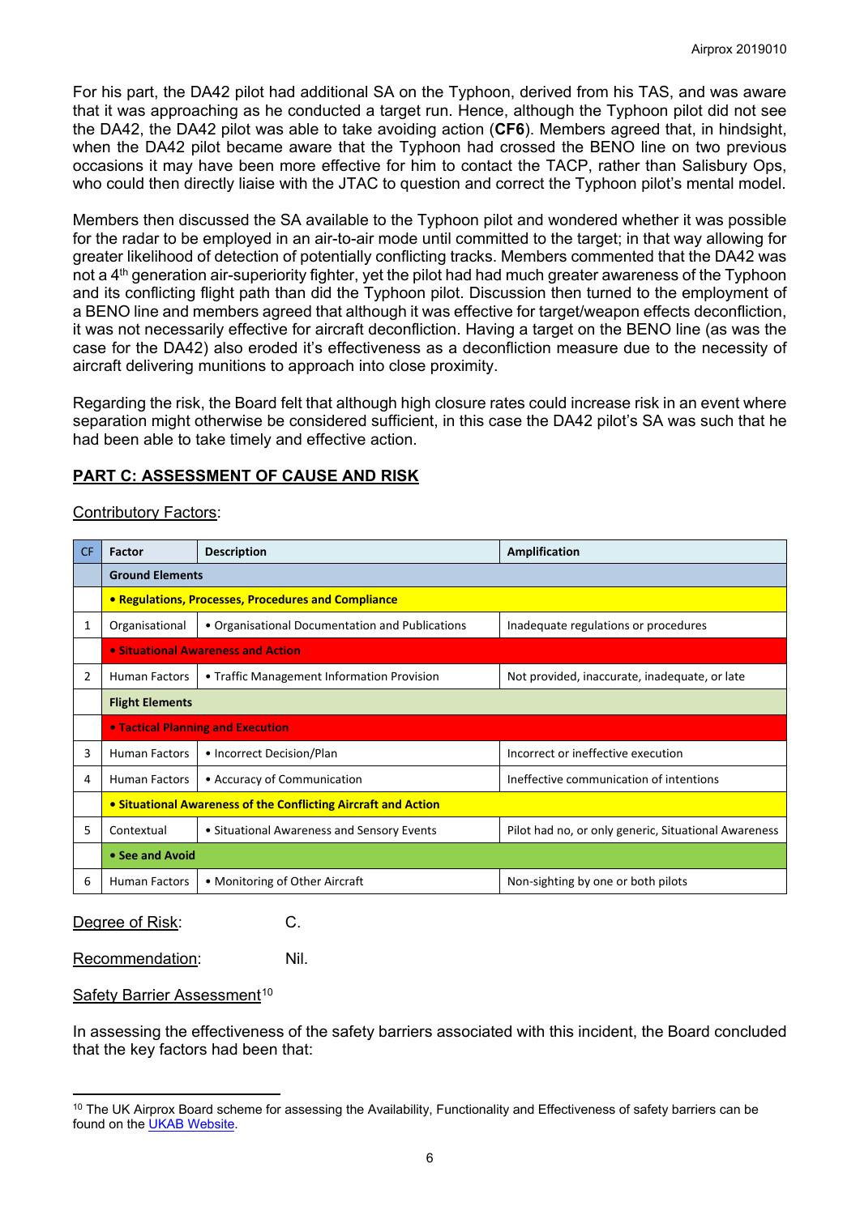For his part, the DA42 pilot had additional SA on the Typhoon, derived from his TAS, and was aware that it was approaching as he conducted a target run. Hence, although the Typhoon pilot did not see the DA42, the DA42 pilot was able to take avoiding action (**CF6**). Members agreed that, in hindsight, when the DA42 pilot became aware that the Typhoon had crossed the BENO line on two previous occasions it may have been more effective for him to contact the TACP, rather than Salisbury Ops, who could then directly liaise with the JTAC to question and correct the Typhoon pilot's mental model.

Members then discussed the SA available to the Typhoon pilot and wondered whether it was possible for the radar to be employed in an air-to-air mode until committed to the target; in that way allowing for greater likelihood of detection of potentially conflicting tracks. Members commented that the DA42 was not a 4th generation air-superiority fighter, yet the pilot had had much greater awareness of the Typhoon and its conflicting flight path than did the Typhoon pilot. Discussion then turned to the employment of a BENO line and members agreed that although it was effective for target/weapon effects deconfliction, it was not necessarily effective for aircraft deconfliction. Having a target on the BENO line (as was the case for the DA42) also eroded it's effectiveness as a deconfliction measure due to the necessity of aircraft delivering munitions to approach into close proximity.

Regarding the risk, the Board felt that although high closure rates could increase risk in an event where separation might otherwise be considered sufficient, in this case the DA42 pilot's SA was such that he had been able to take timely and effective action.

## PART C: ASSESSMENT OF CAUSE AND RISK

Contributory Factors:

| CF | Factor | Description | Amplification |
|---|---|---|---|
| | **Ground Elements** | | |
| | **• Regulations, Processes, Procedures and Compliance** | | |
| 1 | Organisational | • Organisational Documentation and Publications | Inadequate regulations or procedures |
| | **• Situational Awareness and Action** | | |
| 2 | Human Factors | • Traffic Management Information Provision | Not provided, inaccurate, inadequate, or late |
| | **Flight Elements** | | |
| | **• Tactical Planning and Execution** | | |
| 3 | Human Factors | • Incorrect Decision/Plan | Incorrect or ineffective execution |
| 4 | Human Factors | • Accuracy of Communication | Ineffective communication of intentions |
| | **• Situational Awareness of the Conflicting Aircraft and Action** | | |
| 5 | Contextual | • Situational Awareness and Sensory Events | Pilot had no, or only generic, Situational Awareness |
| | **• See and Avoid** | | |
| 6 | Human Factors | • Monitoring of Other Aircraft | Non-sighting by one or both pilots |

Degree of Risk: C.

Recommendation: Nil.

Safety Barrier Assessment[10]

In assessing the effectiveness of the safety barriers associated with this incident, the Board concluded that the key factors had been that:

[10] The UK Airprox Board scheme for assessing the Availability, Functionality and Effectiveness of safety barriers can be found on the UKAB Website.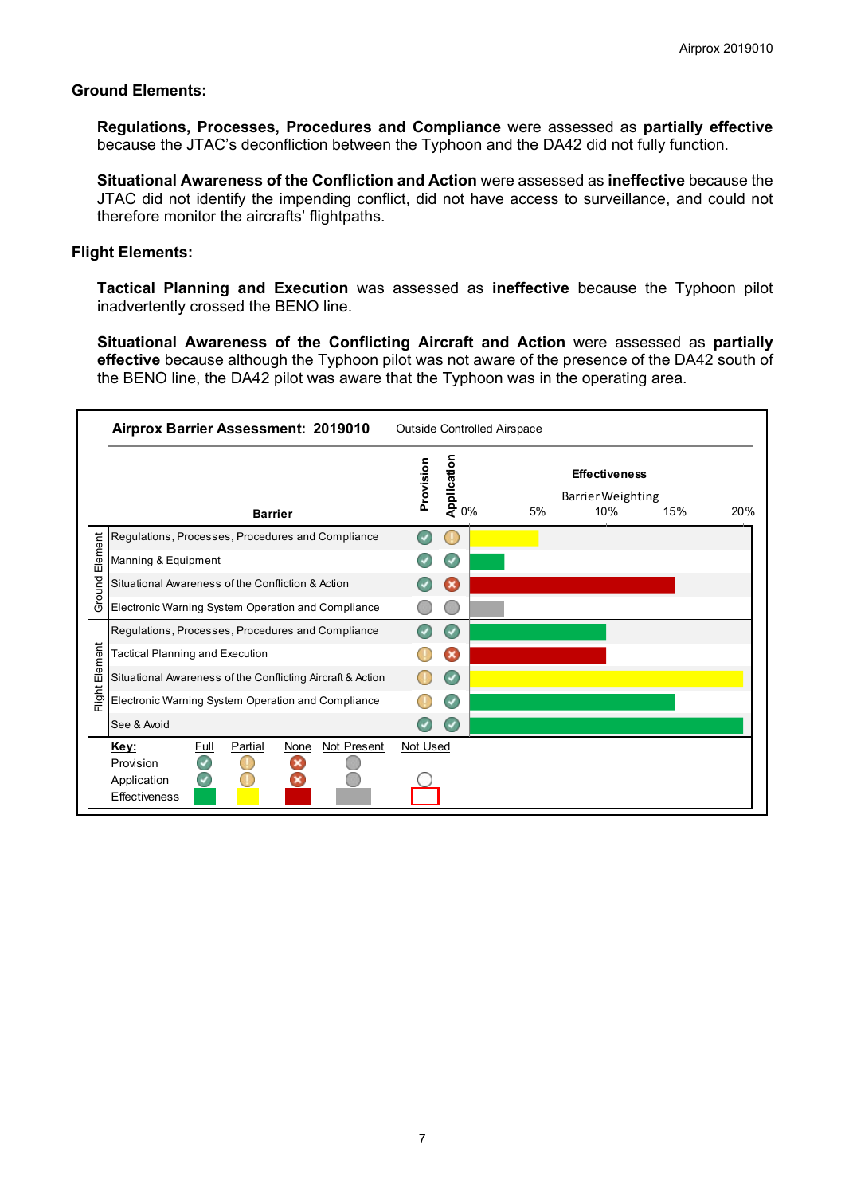**Ground Elements:**

**Regulations, Processes, Procedures and Compliance** were assessed as **partially effective** because the JTAC's deconfliction between the Typhoon and the DA42 did not fully function.

**Situational Awareness of the Confliction and Action** were assessed as **ineffective** because the JTAC did not identify the impending conflict, did not have access to surveillance, and could not therefore monitor the aircrafts' flightpaths.

**Flight Elements:**

**Tactical Planning and Execution** was assessed as **ineffective** because the Typhoon pilot inadvertently crossed the BENO line.

**Situational Awareness of the Conflicting Aircraft and Action** were assessed as **partially effective** because although the Typhoon pilot was not aware of the presence of the DA42 south of the BENO line, the DA42 pilot was aware that the Typhoon was in the operating area.

**Airprox Barrier Assessment: 2019010** Outside Controlled Airspace

Barrier
Provision
Application
Effectiveness
Barrier Weighting
0%
5%
10%
15%
20%

Ground Element
Regulations, Processes, Procedures and Compliance
Manning & Equipment
Situational Awareness of the Confliction & Action
Electronic Warning System Operation and Compliance

Flight Element
Regulations, Processes, Procedures and Compliance
Tactical Planning and Execution
Situational Awareness of the Conflicting Aircraft & Action
Electronic Warning System Operation and Compliance
See & Avoid

Key: Full Partial None Not Present Not Used
Provision
Application
Effectiveness